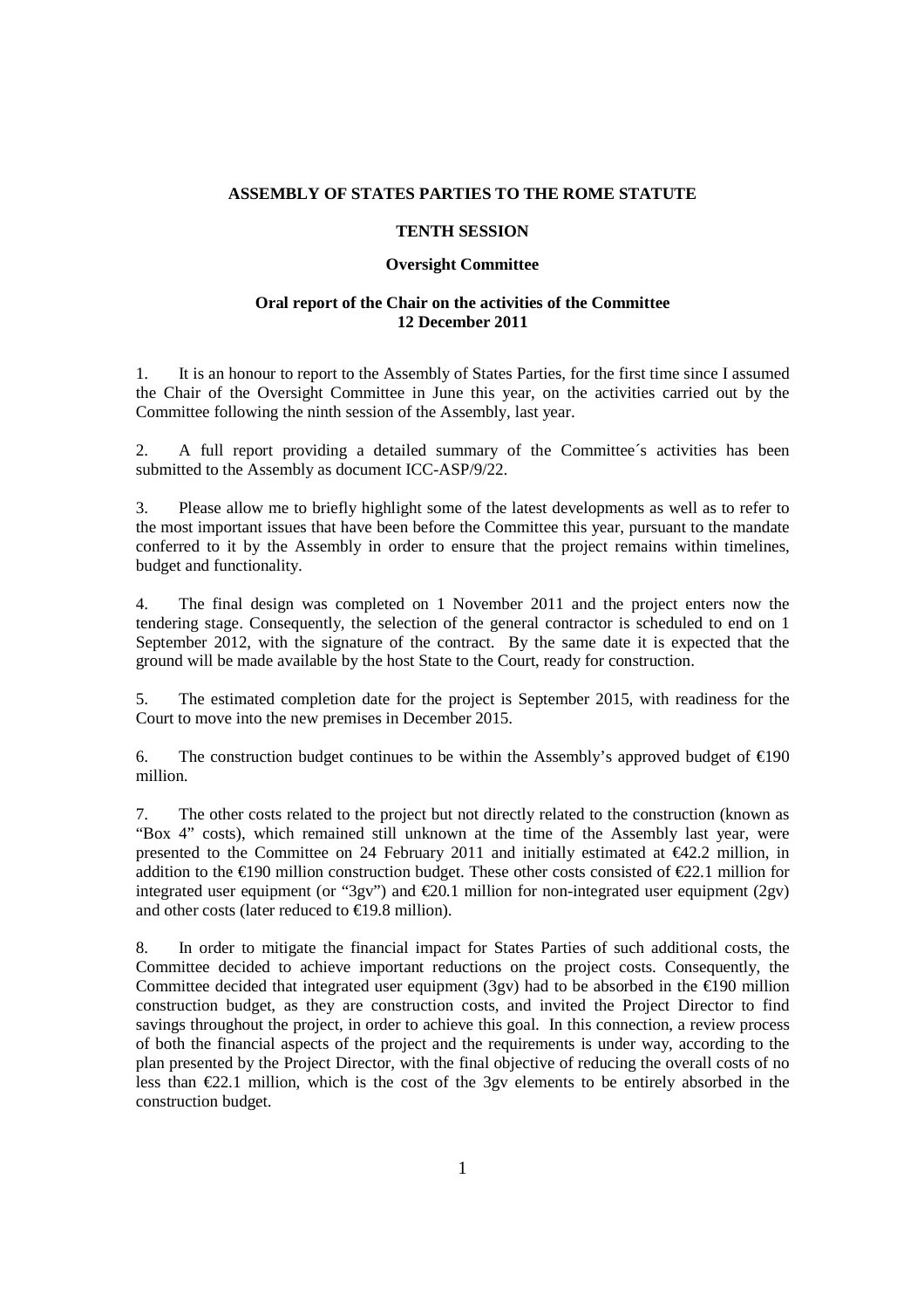**ASSEMBLY OF STATES PARTIES TO THE ROME STATUTE**

**TENTH SESSION**

**Oversight Committee**

**Oral report of the Chair on the activities of the Committee**
**12 December 2011**

1. It is an honour to report to the Assembly of States Parties, for the first time since I assumed the Chair of the Oversight Committee in June this year, on the activities carried out by the Committee following the ninth session of the Assembly, last year.

2. A full report providing a detailed summary of the Committee´s activities has been submitted to the Assembly as document ICC-ASP/9/22.

3. Please allow me to briefly highlight some of the latest developments as well as to refer to the most important issues that have been before the Committee this year, pursuant to the mandate conferred to it by the Assembly in order to ensure that the project remains within timelines, budget and functionality.

4. The final design was completed on 1 November 2011 and the project enters now the tendering stage. Consequently, the selection of the general contractor is scheduled to end on 1 September 2012, with the signature of the contract. By the same date it is expected that the ground will be made available by the host State to the Court, ready for construction.

5. The estimated completion date for the project is September 2015, with readiness for the Court to move into the new premises in December 2015.

6. The construction budget continues to be within the Assembly's approved budget of €190 million.

7. The other costs related to the project but not directly related to the construction (known as "Box 4" costs), which remained still unknown at the time of the Assembly last year, were presented to the Committee on 24 February 2011 and initially estimated at €42.2 million, in addition to the €190 million construction budget. These other costs consisted of €22.1 million for integrated user equipment (or "3gv") and €20.1 million for non-integrated user equipment (2gv) and other costs (later reduced to €19.8 million).

8. In order to mitigate the financial impact for States Parties of such additional costs, the Committee decided to achieve important reductions on the project costs. Consequently, the Committee decided that integrated user equipment (3gv) had to be absorbed in the €190 million construction budget, as they are construction costs, and invited the Project Director to find savings throughout the project, in order to achieve this goal. In this connection, a review process of both the financial aspects of the project and the requirements is under way, according to the plan presented by the Project Director, with the final objective of reducing the overall costs of no less than €22.1 million, which is the cost of the 3gv elements to be entirely absorbed in the construction budget.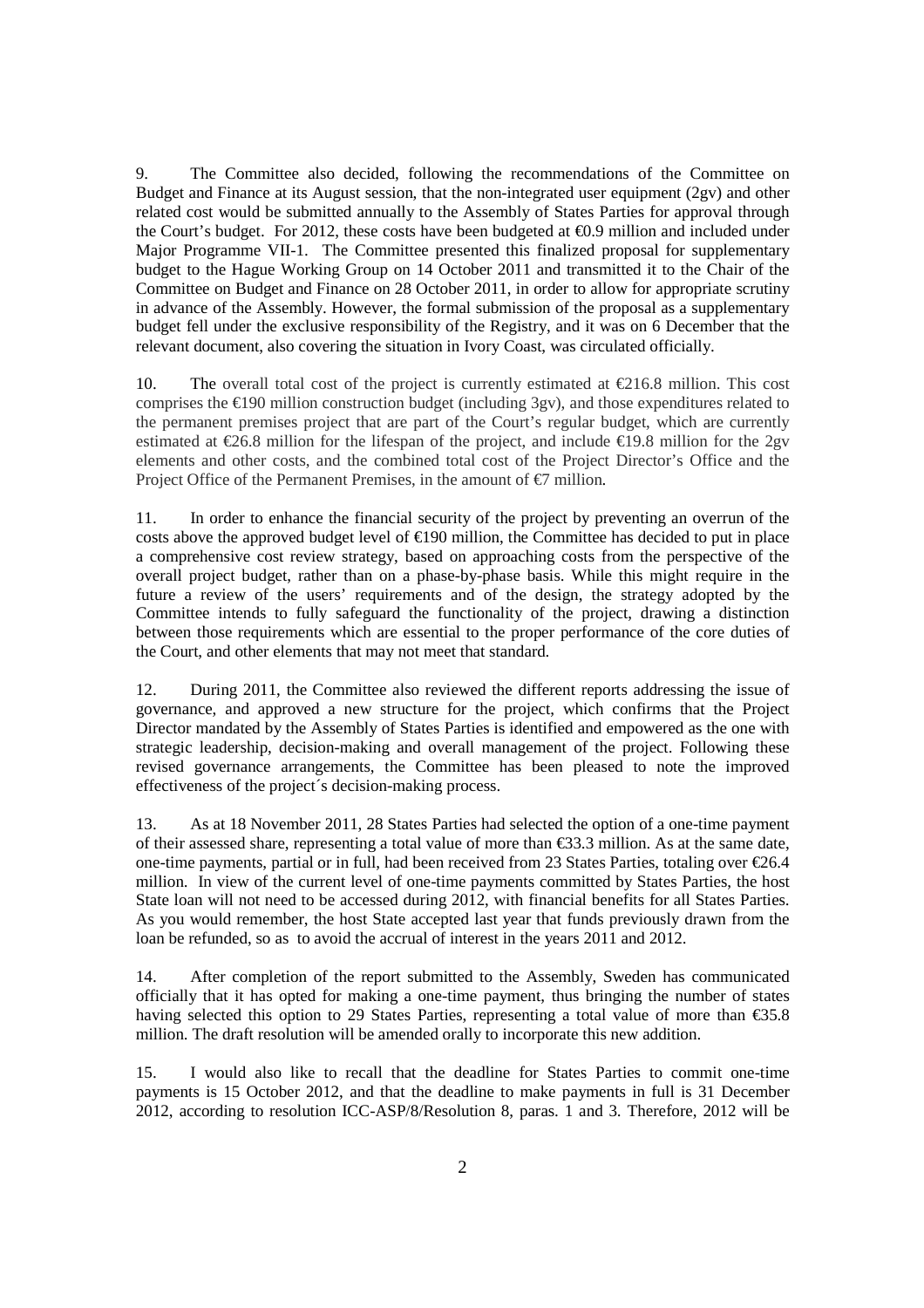9. The Committee also decided, following the recommendations of the Committee on Budget and Finance at its August session, that the non-integrated user equipment (2gv) and other related cost would be submitted annually to the Assembly of States Parties for approval through the Court's budget. For 2012, these costs have been budgeted at €0.9 million and included under Major Programme VII-1. The Committee presented this finalized proposal for supplementary budget to the Hague Working Group on 14 October 2011 and transmitted it to the Chair of the Committee on Budget and Finance on 28 October 2011, in order to allow for appropriate scrutiny in advance of the Assembly. However, the formal submission of the proposal as a supplementary budget fell under the exclusive responsibility of the Registry, and it was on 6 December that the relevant document, also covering the situation in Ivory Coast, was circulated officially.

10. The overall total cost of the project is currently estimated at €216.8 million. This cost comprises the €190 million construction budget (including 3gv), and those expenditures related to the permanent premises project that are part of the Court's regular budget, which are currently estimated at €26.8 million for the lifespan of the project, and include €19.8 million for the 2gv elements and other costs, and the combined total cost of the Project Director's Office and the Project Office of the Permanent Premises, in the amount of €7 million.

11. In order to enhance the financial security of the project by preventing an overrun of the costs above the approved budget level of €190 million, the Committee has decided to put in place a comprehensive cost review strategy, based on approaching costs from the perspective of the overall project budget, rather than on a phase-by-phase basis. While this might require in the future a review of the users' requirements and of the design, the strategy adopted by the Committee intends to fully safeguard the functionality of the project, drawing a distinction between those requirements which are essential to the proper performance of the core duties of the Court, and other elements that may not meet that standard.

12. During 2011, the Committee also reviewed the different reports addressing the issue of governance, and approved a new structure for the project, which confirms that the Project Director mandated by the Assembly of States Parties is identified and empowered as the one with strategic leadership, decision-making and overall management of the project. Following these revised governance arrangements, the Committee has been pleased to note the improved effectiveness of the project´s decision-making process.

13. As at 18 November 2011, 28 States Parties had selected the option of a one-time payment of their assessed share, representing a total value of more than €33.3 million. As at the same date, one-time payments, partial or in full, had been received from 23 States Parties, totaling over €26.4 million. In view of the current level of one-time payments committed by States Parties, the host State loan will not need to be accessed during 2012, with financial benefits for all States Parties. As you would remember, the host State accepted last year that funds previously drawn from the loan be refunded, so as to avoid the accrual of interest in the years 2011 and 2012.

14. After completion of the report submitted to the Assembly, Sweden has communicated officially that it has opted for making a one-time payment, thus bringing the number of states having selected this option to 29 States Parties, representing a total value of more than €35.8 million. The draft resolution will be amended orally to incorporate this new addition.

15. I would also like to recall that the deadline for States Parties to commit one-time payments is 15 October 2012, and that the deadline to make payments in full is 31 December 2012, according to resolution ICC-ASP/8/Resolution 8, paras. 1 and 3. Therefore, 2012 will be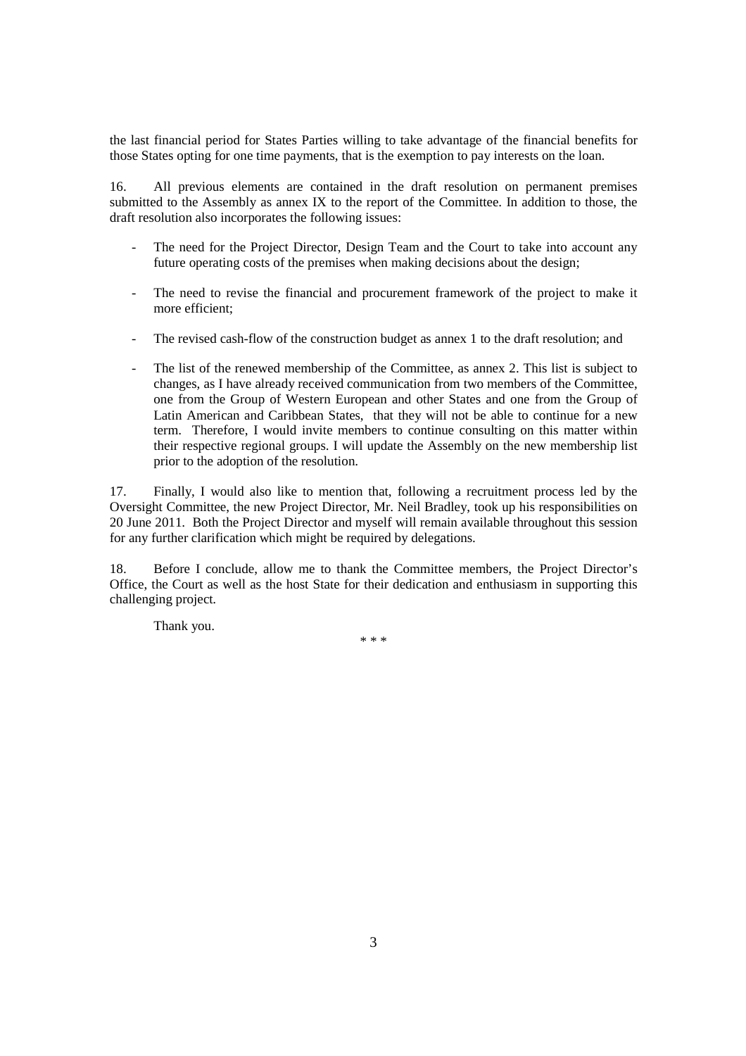the last financial period for States Parties willing to take advantage of the financial benefits for those States opting for one time payments, that is the exemption to pay interests on the loan.

16. All previous elements are contained in the draft resolution on permanent premises submitted to the Assembly as annex IX to the report of the Committee. In addition to those, the draft resolution also incorporates the following issues:

- The need for the Project Director, Design Team and the Court to take into account any future operating costs of the premises when making decisions about the design;
- The need to revise the financial and procurement framework of the project to make it more efficient;
- The revised cash-flow of the construction budget as annex 1 to the draft resolution; and
- The list of the renewed membership of the Committee, as annex 2. This list is subject to changes, as I have already received communication from two members of the Committee, one from the Group of Western European and other States and one from the Group of Latin American and Caribbean States, that they will not be able to continue for a new term. Therefore, I would invite members to continue consulting on this matter within their respective regional groups. I will update the Assembly on the new membership list prior to the adoption of the resolution.

17. Finally, I would also like to mention that, following a recruitment process led by the Oversight Committee, the new Project Director, Mr. Neil Bradley, took up his responsibilities on 20 June 2011. Both the Project Director and myself will remain available throughout this session for any further clarification which might be required by delegations.

18. Before I conclude, allow me to thank the Committee members, the Project Director's Office, the Court as well as the host State for their dedication and enthusiasm in supporting this challenging project.

Thank you.

\* \* \*